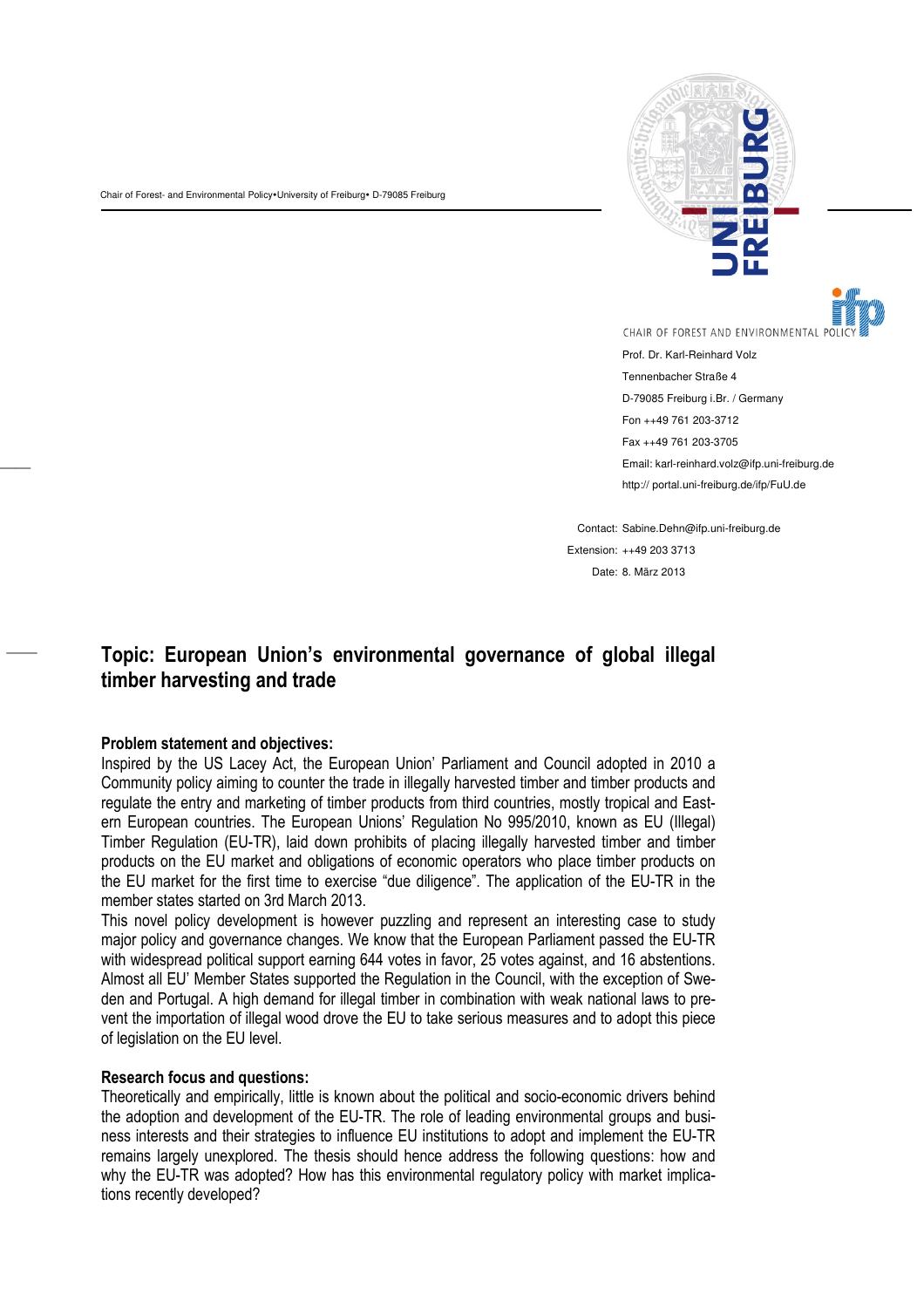Chair of Forest- and Environmental Policy•University of Freiburg• D-79085 Freiburg

CHAIR OF FOREST AND ENVIRONMENTAL POLICY

Prof. Dr. Karl-Reinhard Volz

Tennenbacher Straße 4

D-79085 Freiburg i.Br. / Germany

Fon ++49 761 203-3712

Fax ++49 761 203-3705

Email: karl-reinhard.volz@ifp.uni-freiburg.de

http:// portal.uni-freiburg.de/ifp/FuU.de

Contact: Sabine.Dehn@ifp.uni-freiburg.de

Extension: ++49 203 3713

Date: 8. März 2013

# Topic: European Union's environmental governance of global illegal timber harvesting and trade

**Problem statement and objectives:**

Inspired by the US Lacey Act, the European Union' Parliament and Council adopted in 2010 a Community policy aiming to counter the trade in illegally harvested timber and timber products and regulate the entry and marketing of timber products from third countries, mostly tropical and Eastern European countries. The European Unions' Regulation No 995/2010, known as EU (Illegal) Timber Regulation (EU-TR), laid down prohibits of placing illegally harvested timber and timber products on the EU market and obligations of economic operators who place timber products on the EU market for the first time to exercise "due diligence". The application of the EU-TR in the member states started on 3rd March 2013.

This novel policy development is however puzzling and represent an interesting case to study major policy and governance changes. We know that the European Parliament passed the EU-TR with widespread political support earning 644 votes in favor, 25 votes against, and 16 abstentions. Almost all EU' Member States supported the Regulation in the Council, with the exception of Sweden and Portugal. A high demand for illegal timber in combination with weak national laws to prevent the importation of illegal wood drove the EU to take serious measures and to adopt this piece of legislation on the EU level.

**Research focus and questions:**

Theoretically and empirically, little is known about the political and socio-economic drivers behind the adoption and development of the EU-TR. The role of leading environmental groups and business interests and their strategies to influence EU institutions to adopt and implement the EU-TR remains largely unexplored. The thesis should hence address the following questions: how and why the EU-TR was adopted? How has this environmental regulatory policy with market implications recently developed?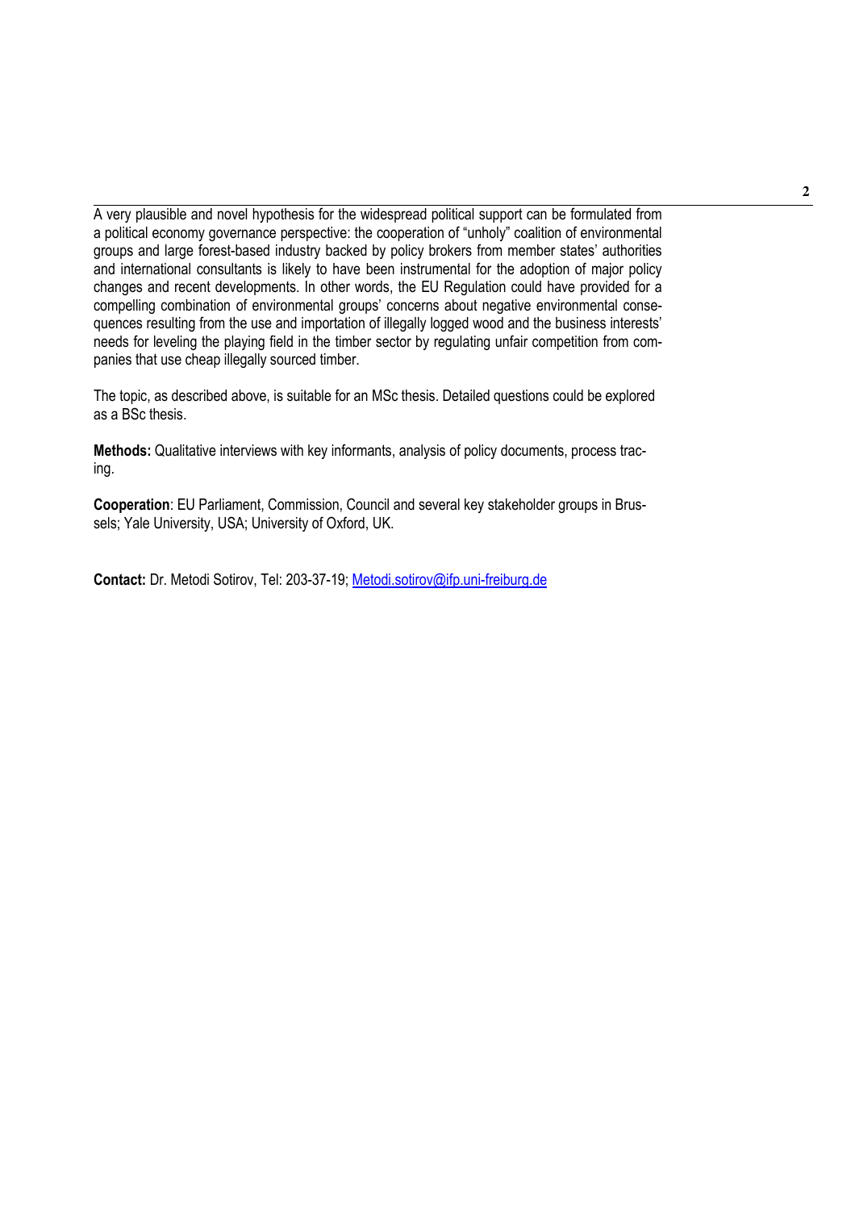A very plausible and novel hypothesis for the widespread political support can be formulated from a political economy governance perspective: the cooperation of "unholy" coalition of environmental groups and large forest-based industry backed by policy brokers from member states' authorities and international consultants is likely to have been instrumental for the adoption of major policy changes and recent developments. In other words, the EU Regulation could have provided for a compelling combination of environmental groups' concerns about negative environmental consequences resulting from the use and importation of illegally logged wood and the business interests' needs for leveling the playing field in the timber sector by regulating unfair competition from companies that use cheap illegally sourced timber.

The topic, as described above, is suitable for an MSc thesis. Detailed questions could be explored as a BSc thesis.

**Methods:** Qualitative interviews with key informants, analysis of policy documents, process tracing.

**Cooperation**: EU Parliament, Commission, Council and several key stakeholder groups in Brussels; Yale University, USA; University of Oxford, UK.

**Contact:** Dr. Metodi Sotirov, Tel: 203-37-19; Metodi.sotirov@ifp.uni-freiburg.de